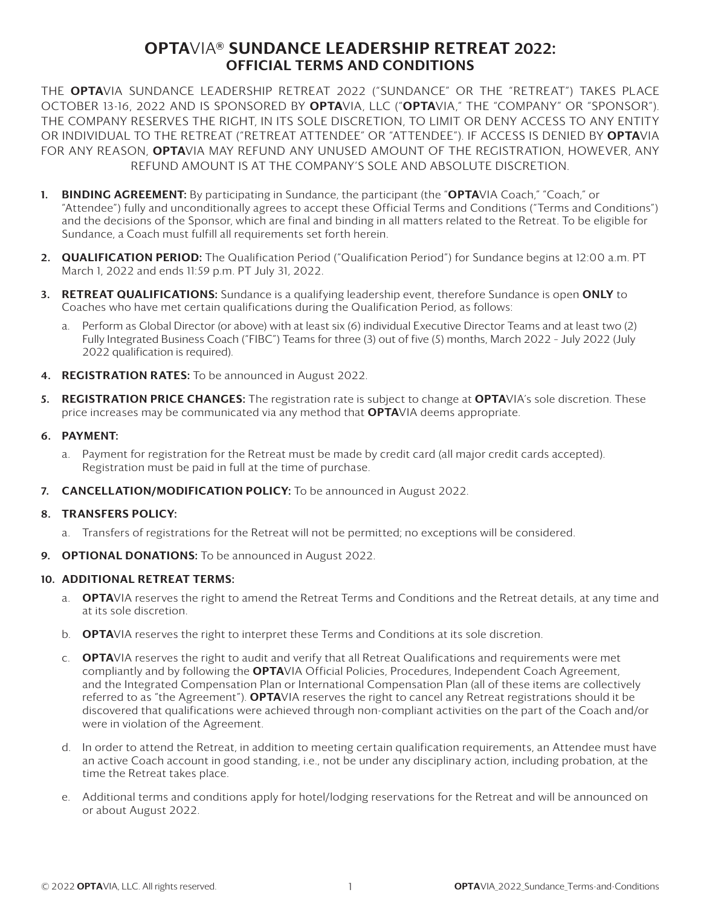# **OPTA**VIA® SUNDANCE LEADERSHIP RETREAT 2022:
## OFFICIAL TERMS AND CONDITIONS

THE **OPTA**VIA SUNDANCE LEADERSHIP RETREAT 2022 ("SUNDANCE" OR THE "RETREAT") TAKES PLACE OCTOBER 13-16, 2022 AND IS SPONSORED BY **OPTA**VIA, LLC ("**OPTA**VIA," THE "COMPANY" OR "SPONSOR"). THE COMPANY RESERVES THE RIGHT, IN ITS SOLE DISCRETION, TO LIMIT OR DENY ACCESS TO ANY ENTITY OR INDIVIDUAL TO THE RETREAT ("RETREAT ATTENDEE" OR "ATTENDEE"). IF ACCESS IS DENIED BY **OPTA**VIA FOR ANY REASON, **OPTA**VIA MAY REFUND ANY UNUSED AMOUNT OF THE REGISTRATION, HOWEVER, ANY REFUND AMOUNT IS AT THE COMPANY'S SOLE AND ABSOLUTE DISCRETION.

1. **BINDING AGREEMENT:** By participating in Sundance, the participant (the "**OPTA**VIA Coach," "Coach," or "Attendee") fully and unconditionally agrees to accept these Official Terms and Conditions ("Terms and Conditions") and the decisions of the Sponsor, which are final and binding in all matters related to the Retreat. To be eligible for Sundance, a Coach must fulfill all requirements set forth herein.

2. **QUALIFICATION PERIOD:** The Qualification Period ("Qualification Period") for Sundance begins at 12:00 a.m. PT March 1, 2022 and ends 11:59 p.m. PT July 31, 2022.

3. **RETREAT QUALIFICATIONS:** Sundance is a qualifying leadership event, therefore Sundance is open **ONLY** to Coaches who have met certain qualifications during the Qualification Period, as follows:
   a. Perform as Global Director (or above) with at least six (6) individual Executive Director Teams and at least two (2) Fully Integrated Business Coach ("FIBC") Teams for three (3) out of five (5) months, March 2022 - July 2022 (July 2022 qualification is required).

4. **REGISTRATION RATES:** To be announced in August 2022.

5. **REGISTRATION PRICE CHANGES:** The registration rate is subject to change at **OPTA**VIA's sole discretion. These price increases may be communicated via any method that **OPTA**VIA deems appropriate.

6. **PAYMENT:**
   a. Payment for registration for the Retreat must be made by credit card (all major credit cards accepted). Registration must be paid in full at the time of purchase.

7. **CANCELLATION/MODIFICATION POLICY:** To be announced in August 2022.

8. **TRANSFERS POLICY:**
   a. Transfers of registrations for the Retreat will not be permitted; no exceptions will be considered.

9. **OPTIONAL DONATIONS:** To be announced in August 2022.

10. **ADDITIONAL RETREAT TERMS:**
    a. **OPTA**VIA reserves the right to amend the Retreat Terms and Conditions and the Retreat details, at any time and at its sole discretion.
    b. **OPTA**VIA reserves the right to interpret these Terms and Conditions at its sole discretion.
    c. **OPTA**VIA reserves the right to audit and verify that all Retreat Qualifications and requirements were met compliantly and by following the **OPTA**VIA Official Policies, Procedures, Independent Coach Agreement, and the Integrated Compensation Plan or International Compensation Plan (all of these items are collectively referred to as "the Agreement"). **OPTA**VIA reserves the right to cancel any Retreat registrations should it be discovered that qualifications were achieved through non-compliant activities on the part of the Coach and/or were in violation of the Agreement.
    d. In order to attend the Retreat, in addition to meeting certain qualification requirements, an Attendee must have an active Coach account in good standing, i.e., not be under any disciplinary action, including probation, at the time the Retreat takes place.
    e. Additional terms and conditions apply for hotel/lodging reservations for the Retreat and will be announced on or about August 2022.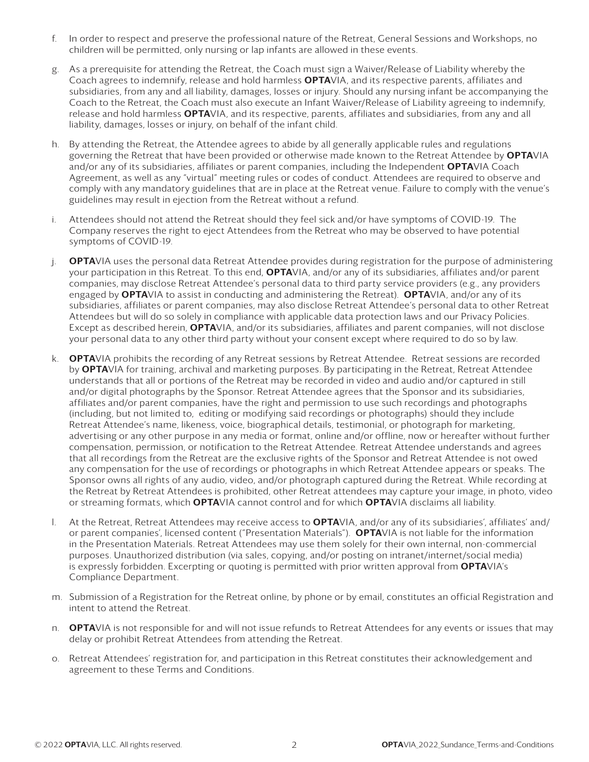f. In order to respect and preserve the professional nature of the Retreat, General Sessions and Workshops, no children will be permitted, only nursing or lap infants are allowed in these events.

g. As a prerequisite for attending the Retreat, the Coach must sign a Waiver/Release of Liability whereby the Coach agrees to indemnify, release and hold harmless **OPTA**VIA, and its respective parents, affiliates and subsidiaries, from any and all liability, damages, losses or injury. Should any nursing infant be accompanying the Coach to the Retreat, the Coach must also execute an Infant Waiver/Release of Liability agreeing to indemnify, release and hold harmless **OPTA**VIA, and its respective, parents, affiliates and subsidiaries, from any and all liability, damages, losses or injury, on behalf of the infant child.

h. By attending the Retreat, the Attendee agrees to abide by all generally applicable rules and regulations governing the Retreat that have been provided or otherwise made known to the Retreat Attendee by **OPTA**VIA and/or any of its subsidiaries, affiliates or parent companies, including the Independent **OPTA**VIA Coach Agreement, as well as any "virtual" meeting rules or codes of conduct. Attendees are required to observe and comply with any mandatory guidelines that are in place at the Retreat venue. Failure to comply with the venue's guidelines may result in ejection from the Retreat without a refund.

i. Attendees should not attend the Retreat should they feel sick and/or have symptoms of COVID-19. The Company reserves the right to eject Attendees from the Retreat who may be observed to have potential symptoms of COVID-19.

j. **OPTA**VIA uses the personal data Retreat Attendee provides during registration for the purpose of administering your participation in this Retreat. To this end, **OPTA**VIA, and/or any of its subsidiaries, affiliates and/or parent companies, may disclose Retreat Attendee's personal data to third party service providers (e.g., any providers engaged by **OPTA**VIA to assist in conducting and administering the Retreat). **OPTA**VIA, and/or any of its subsidiaries, affiliates or parent companies, may also disclose Retreat Attendee's personal data to other Retreat Attendees but will do so solely in compliance with applicable data protection laws and our Privacy Policies. Except as described herein, **OPTA**VIA, and/or its subsidiaries, affiliates and parent companies, will not disclose your personal data to any other third party without your consent except where required to do so by law.

k. **OPTA**VIA prohibits the recording of any Retreat sessions by Retreat Attendee. Retreat sessions are recorded by **OPTA**VIA for training, archival and marketing purposes. By participating in the Retreat, Retreat Attendee understands that all or portions of the Retreat may be recorded in video and audio and/or captured in still and/or digital photographs by the Sponsor. Retreat Attendee agrees that the Sponsor and its subsidiaries, affiliates and/or parent companies, have the right and permission to use such recordings and photographs (including, but not limited to, editing or modifying said recordings or photographs) should they include Retreat Attendee's name, likeness, voice, biographical details, testimonial, or photograph for marketing, advertising or any other purpose in any media or format, online and/or offline, now or hereafter without further compensation, permission, or notification to the Retreat Attendee. Retreat Attendee understands and agrees that all recordings from the Retreat are the exclusive rights of the Sponsor and Retreat Attendee is not owed any compensation for the use of recordings or photographs in which Retreat Attendee appears or speaks. The Sponsor owns all rights of any audio, video, and/or photograph captured during the Retreat. While recording at the Retreat by Retreat Attendees is prohibited, other Retreat attendees may capture your image, in photo, video or streaming formats, which **OPTA**VIA cannot control and for which **OPTA**VIA disclaims all liability.

l. At the Retreat, Retreat Attendees may receive access to **OPTA**VIA, and/or any of its subsidiaries', affiliates' and/or parent companies', licensed content ("Presentation Materials"). **OPTA**VIA is not liable for the information in the Presentation Materials. Retreat Attendees may use them solely for their own internal, non-commercial purposes. Unauthorized distribution (via sales, copying, and/or posting on intranet/internet/social media) is expressly forbidden. Excerpting or quoting is permitted with prior written approval from **OPTA**VIA's Compliance Department.

m. Submission of a Registration for the Retreat online, by phone or by email, constitutes an official Registration and intent to attend the Retreat.

n. **OPTA**VIA is not responsible for and will not issue refunds to Retreat Attendees for any events or issues that may delay or prohibit Retreat Attendees from attending the Retreat.

o. Retreat Attendees' registration for, and participation in this Retreat constitutes their acknowledgement and agreement to these Terms and Conditions.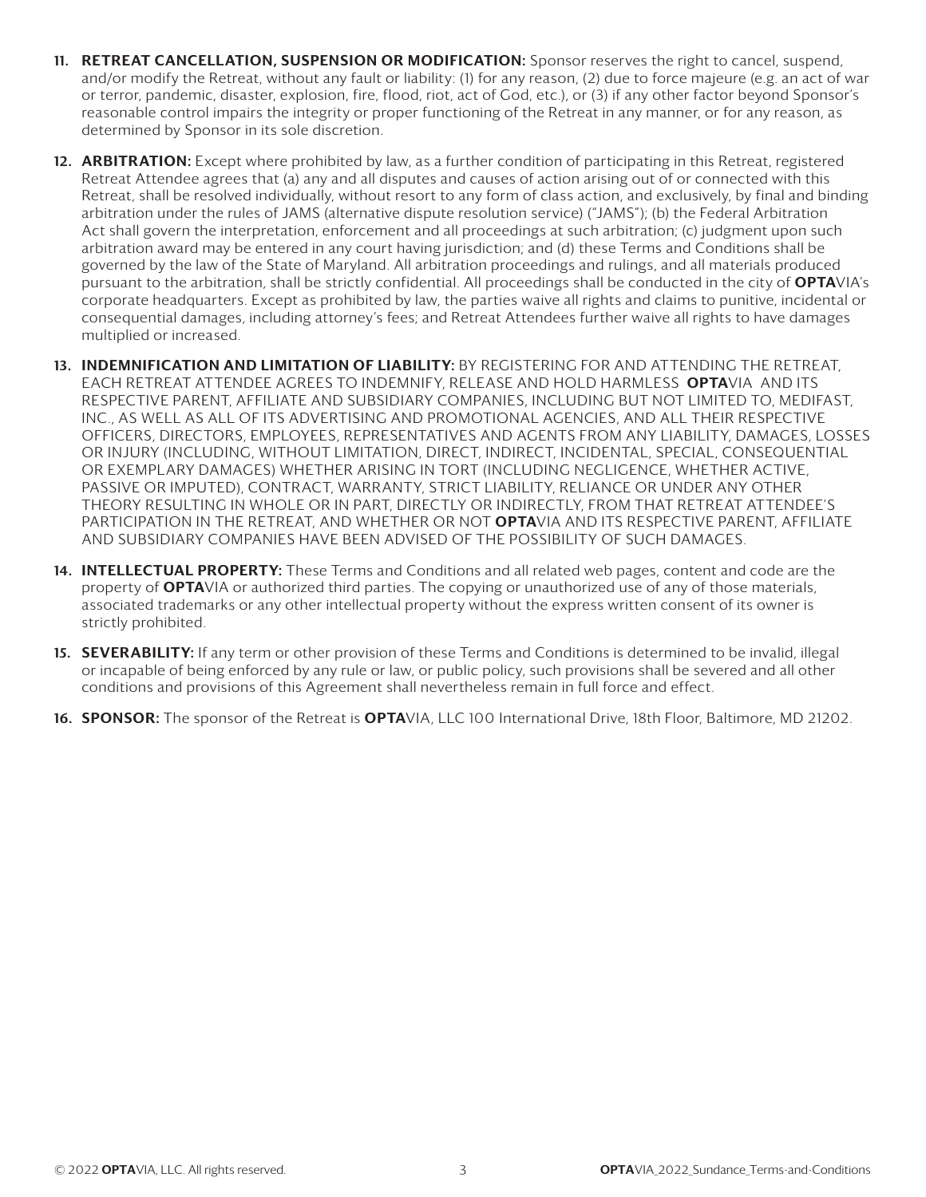11. **RETREAT CANCELLATION, SUSPENSION OR MODIFICATION:** Sponsor reserves the right to cancel, suspend, and/or modify the Retreat, without any fault or liability: (1) for any reason, (2) due to force majeure (e.g. an act of war or terror, pandemic, disaster, explosion, fire, flood, riot, act of God, etc.), or (3) if any other factor beyond Sponsor's reasonable control impairs the integrity or proper functioning of the Retreat in any manner, or for any reason, as determined by Sponsor in its sole discretion.

12. **ARBITRATION:** Except where prohibited by law, as a further condition of participating in this Retreat, registered Retreat Attendee agrees that (a) any and all disputes and causes of action arising out of or connected with this Retreat, shall be resolved individually, without resort to any form of class action, and exclusively, by final and binding arbitration under the rules of JAMS (alternative dispute resolution service) ("JAMS"); (b) the Federal Arbitration Act shall govern the interpretation, enforcement and all proceedings at such arbitration; (c) judgment upon such arbitration award may be entered in any court having jurisdiction; and (d) these Terms and Conditions shall be governed by the law of the State of Maryland. All arbitration proceedings and rulings, and all materials produced pursuant to the arbitration, shall be strictly confidential. All proceedings shall be conducted in the city of **OPTA**VIA's corporate headquarters. Except as prohibited by law, the parties waive all rights and claims to punitive, incidental or consequential damages, including attorney's fees; and Retreat Attendees further waive all rights to have damages multiplied or increased.

13. **INDEMNIFICATION AND LIMITATION OF LIABILITY:** BY REGISTERING FOR AND ATTENDING THE RETREAT, EACH RETREAT ATTENDEE AGREES TO INDEMNIFY, RELEASE AND HOLD HARMLESS **OPTA**VIA AND ITS RESPECTIVE PARENT, AFFILIATE AND SUBSIDIARY COMPANIES, INCLUDING BUT NOT LIMITED TO, MEDIFAST, INC., AS WELL AS ALL OF ITS ADVERTISING AND PROMOTIONAL AGENCIES, AND ALL THEIR RESPECTIVE OFFICERS, DIRECTORS, EMPLOYEES, REPRESENTATIVES AND AGENTS FROM ANY LIABILITY, DAMAGES, LOSSES OR INJURY (INCLUDING, WITHOUT LIMITATION, DIRECT, INDIRECT, INCIDENTAL, SPECIAL, CONSEQUENTIAL OR EXEMPLARY DAMAGES) WHETHER ARISING IN TORT (INCLUDING NEGLIGENCE, WHETHER ACTIVE, PASSIVE OR IMPUTED), CONTRACT, WARRANTY, STRICT LIABILITY, RELIANCE OR UNDER ANY OTHER THEORY RESULTING IN WHOLE OR IN PART, DIRECTLY OR INDIRECTLY, FROM THAT RETREAT ATTENDEE'S PARTICIPATION IN THE RETREAT, AND WHETHER OR NOT **OPTA**VIA AND ITS RESPECTIVE PARENT, AFFILIATE AND SUBSIDIARY COMPANIES HAVE BEEN ADVISED OF THE POSSIBILITY OF SUCH DAMAGES.

14. **INTELLECTUAL PROPERTY:** These Terms and Conditions and all related web pages, content and code are the property of **OPTA**VIA or authorized third parties. The copying or unauthorized use of any of those materials, associated trademarks or any other intellectual property without the express written consent of its owner is strictly prohibited.

15. **SEVERABILITY:** If any term or other provision of these Terms and Conditions is determined to be invalid, illegal or incapable of being enforced by any rule or law, or public policy, such provisions shall be severed and all other conditions and provisions of this Agreement shall nevertheless remain in full force and effect.

16. **SPONSOR:** The sponsor of the Retreat is **OPTA**VIA, LLC 100 International Drive, 18th Floor, Baltimore, MD 21202.